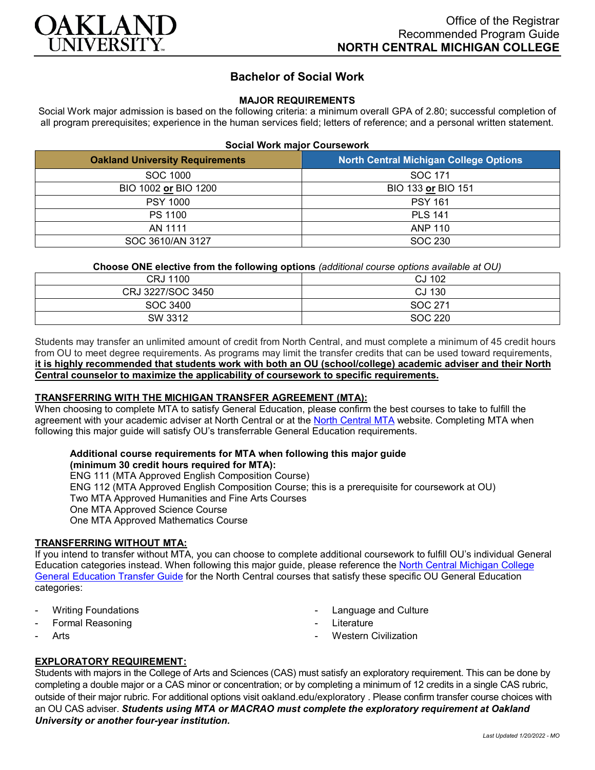Office of the Registrar
Recommended Program Guide
**NORTH CENTRAL MICHIGAN COLLEGE**

# Bachelor of Social Work

## MAJOR REQUIREMENTS

Social Work major admission is based on the following criteria: a minimum overall GPA of 2.80; successful completion of all program prerequisites; experience in the human services field; letters of reference; and a personal written statement.

**Social Work major Coursework**

| Oakland University Requirements | North Central Michigan College Options |
|---|---|
| SOC 1000 | SOC 171 |
| BIO 1002 **or** BIO 1200 | BIO 133 **or** BIO 151 |
| PSY 1000 | PSY 161 |
| PS 1100 | PLS 141 |
| AN 1111 | ANP 110 |
| SOC 3610/AN 3127 | SOC 230 |

**Choose ONE elective from the following options** *(additional course options available at OU)*

| | |
|---|---|
| CRJ 1100 | CJ 102 |
| CRJ 3227/SOC 3450 | CJ 130 |
| SOC 3400 | SOC 271 |
| SW 3312 | SOC 220 |

Students may transfer an unlimited amount of credit from North Central, and must complete a minimum of 45 credit hours from OU to meet degree requirements. As programs may limit the transfer credits that can be used toward requirements, **it is highly recommended that students work with both an OU (school/college) academic adviser and their North Central counselor to maximize the applicability of coursework to specific requirements.**

### TRANSFERRING WITH THE MICHIGAN TRANSFER AGREEMENT (MTA):

When choosing to complete MTA to satisfy General Education, please confirm the best courses to take to fulfill the agreement with your academic adviser at North Central or at the North Central MTA website. Completing MTA when following this major guide will satisfy OU's transferrable General Education requirements.

**Additional course requirements for MTA when following this major guide (minimum 30 credit hours required for MTA):**
ENG 111 (MTA Approved English Composition Course)
ENG 112 (MTA Approved English Composition Course; this is a prerequisite for coursework at OU)
Two MTA Approved Humanities and Fine Arts Courses
One MTA Approved Science Course
One MTA Approved Mathematics Course

### TRANSFERRING WITHOUT MTA:

If you intend to transfer without MTA, you can choose to complete additional coursework to fulfill OU's individual General Education categories instead. When following this major guide, please reference the North Central Michigan College General Education Transfer Guide for the North Central courses that satisfy these specific OU General Education categories:

- Writing Foundations
- Formal Reasoning
- Arts
- Language and Culture
- Literature
- Western Civilization

### EXPLORATORY REQUIREMENT:

Students with majors in the College of Arts and Sciences (CAS) must satisfy an exploratory requirement. This can be done by completing a double major or a CAS minor or concentration; or by completing a minimum of 12 credits in a single CAS rubric, outside of their major rubric. For additional options visit oakland.edu/exploratory . Please confirm transfer course choices with an OU CAS adviser. ***Students using MTA or MACRAO must complete the exploratory requirement at Oakland University or another four-year institution.***

*Last Updated 1/20/2022 - MO*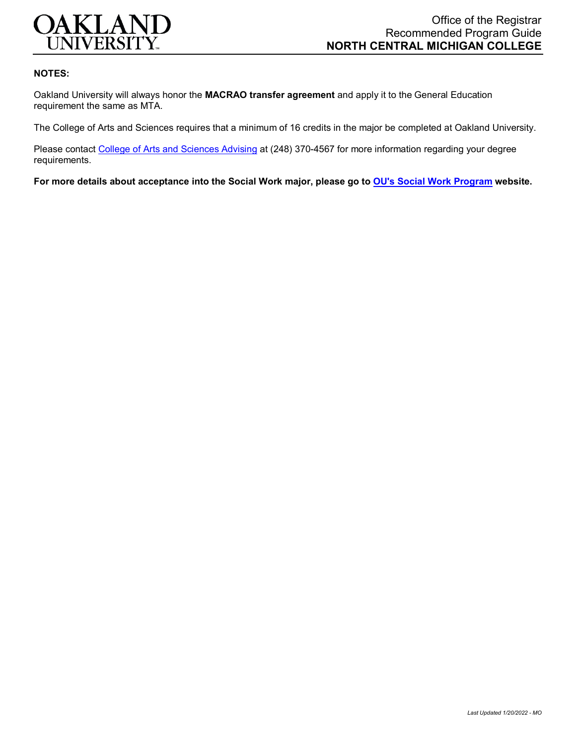**NOTES:**

Oakland University will always honor the **MACRAO transfer agreement** and apply it to the General Education requirement the same as MTA.

The College of Arts and Sciences requires that a minimum of 16 credits in the major be completed at Oakland University.

Please contact College of Arts and Sciences Advising at (248) 370-4567 for more information regarding your degree requirements.

**For more details about acceptance into the Social Work major, please go to OU's Social Work Program website.**

*Last Updated 1/20/2022 - MO*